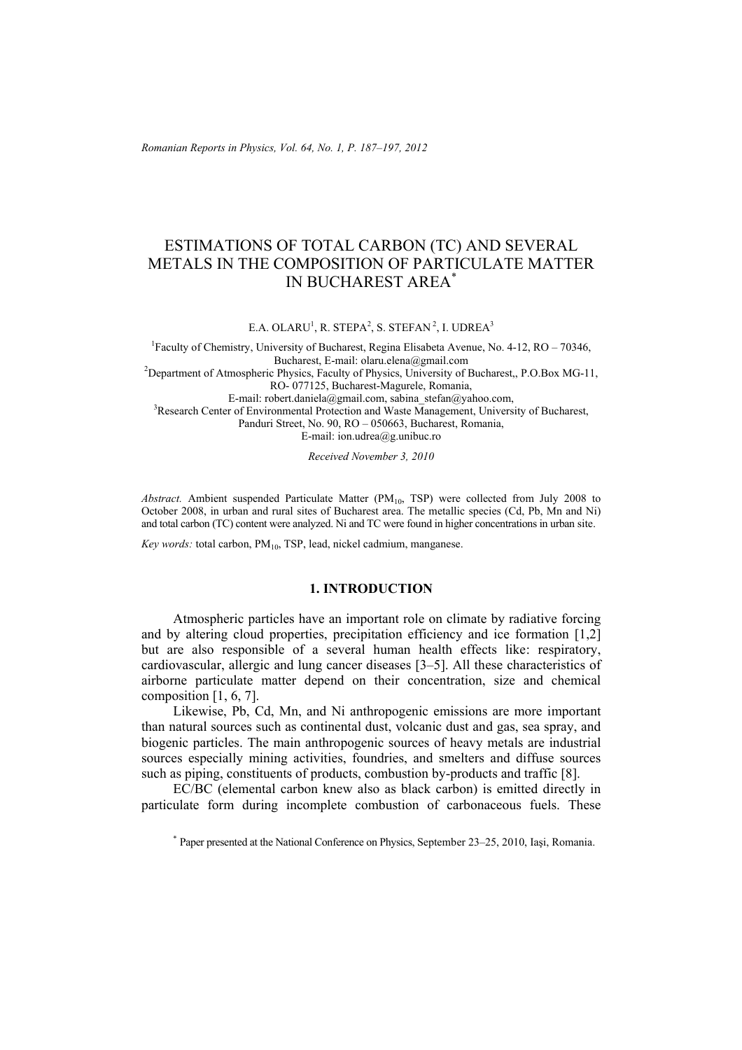# ESTIMATIONS OF TOTAL CARBON (TC) AND SEVERAL METALS IN THE COMPOSITION OF PARTICULATE MATTER IN BUCHAREST AREA*

E.A. OLARU[1], R. STEPA[2], S. STEFAN[2], I. UDREA[3]

[1]Faculty of Chemistry, University of Bucharest, Regina Elisabeta Avenue, No. 4-12, RO – 70346, Bucharest, E-mail: olaru.elena@gmail.com

[2]Department of Atmospheric Physics, Faculty of Physics, University of Bucharest,, P.O.Box MG-11, RO- 077125, Bucharest-Magurele, Romania,
E-mail: robert.daniela@gmail.com, sabina_stefan@yahoo.com,

[3]Research Center of Environmental Protection and Waste Management, University of Bucharest, Panduri Street, No. 90, RO – 050663, Bucharest, Romania,
E-mail: ion.udrea@g.unibuc.ro

*Received November 3, 2010*

*Abstract.* Ambient suspended Particulate Matter ($PM_{10}$, TSP) were collected from July 2008 to October 2008, in urban and rural sites of Bucharest area. The metallic species (Cd, Pb, Mn and Ni) and total carbon (TC) content were analyzed. Ni and TC were found in higher concentrations in urban site.

*Key words:* total carbon, $PM_{10}$, TSP, lead, nickel cadmium, manganese.

## 1. INTRODUCTION

Atmospheric particles have an important role on climate by radiative forcing and by altering cloud properties, precipitation efficiency and ice formation [1,2] but are also responsible of a several human health effects like: respiratory, cardiovascular, allergic and lung cancer diseases [3–5]. All these characteristics of airborne particulate matter depend on their concentration, size and chemical composition [1, 6, 7].

Likewise, Pb, Cd, Mn, and Ni anthropogenic emissions are more important than natural sources such as continental dust, volcanic dust and gas, sea spray, and biogenic particles. The main anthropogenic sources of heavy metals are industrial sources especially mining activities, foundries, and smelters and diffuse sources such as piping, constituents of products, combustion by-products and traffic [8].

EC/BC (elemental carbon knew also as black carbon) is emitted directly in particulate form during incomplete combustion of carbonaceous fuels. These

* Paper presented at the National Conference on Physics, September 23–25, 2010, Iaşi, Romania.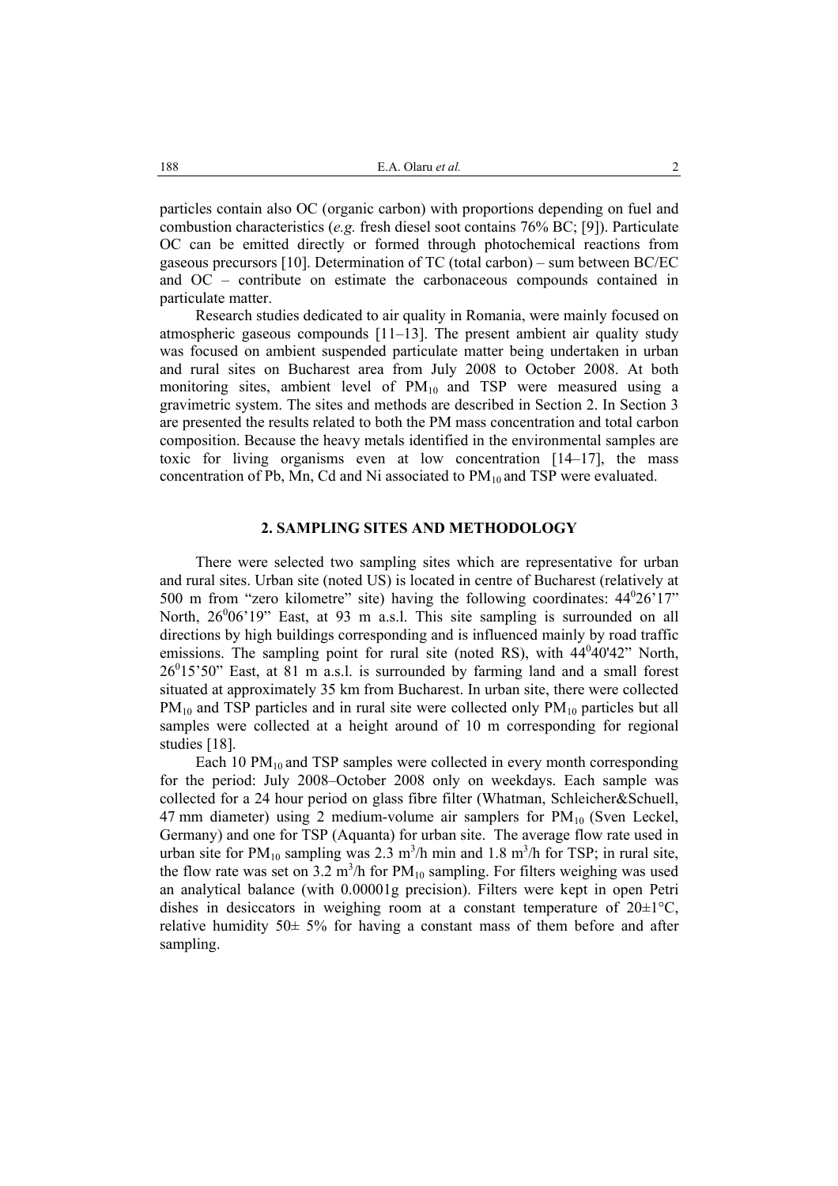particles contain also OC (organic carbon) with proportions depending on fuel and combustion characteristics (*e.g.* fresh diesel soot contains 76% BC; [9]). Particulate OC can be emitted directly or formed through photochemical reactions from gaseous precursors [10]. Determination of TC (total carbon) – sum between BC/EC and OC – contribute on estimate the carbonaceous compounds contained in particulate matter.

Research studies dedicated to air quality in Romania, were mainly focused on atmospheric gaseous compounds [11–13]. The present ambient air quality study was focused on ambient suspended particulate matter being undertaken in urban and rural sites on Bucharest area from July 2008 to October 2008. At both monitoring sites, ambient level of $PM_{10}$ and TSP were measured using a gravimetric system. The sites and methods are described in Section 2. In Section 3 are presented the results related to both the PM mass concentration and total carbon composition. Because the heavy metals identified in the environmental samples are toxic for living organisms even at low concentration [14–17], the mass concentration of Pb, Mn, Cd and Ni associated to $PM_{10}$ and TSP were evaluated.

## 2. SAMPLING SITES AND METHODOLOGY

There were selected two sampling sites which are representative for urban and rural sites. Urban site (noted US) is located in centre of Bucharest (relatively at 500 m from "zero kilometre" site) having the following coordinates: $44^0 26'17"$ North, $26^0 06'19"$ East, at 93 m a.s.l. This site sampling is surrounded on all directions by high buildings corresponding and is influenced mainly by road traffic emissions. The sampling point for rural site (noted RS), with $44^0 40'42"$ North, $26^0 15'50"$ East, at 81 m a.s.l. is surrounded by farming land and a small forest situated at approximately 35 km from Bucharest. In urban site, there were collected $PM_{10}$ and TSP particles and in rural site were collected only $PM_{10}$ particles but all samples were collected at a height around of 10 m corresponding for regional studies [18].

Each 10 $PM_{10}$ and TSP samples were collected in every month corresponding for the period: July 2008–October 2008 only on weekdays. Each sample was collected for a 24 hour period on glass fibre filter (Whatman, Schleicher&Schuell, 47 mm diameter) using 2 medium-volume air samplers for $PM_{10}$ (Sven Leckel, Germany) and one for TSP (Aquanta) for urban site. The average flow rate used in urban site for $PM_{10}$ sampling was 2.3 $m^3/h$ min and 1.8 $m^3/h$ for TSP; in rural site, the flow rate was set on 3.2 $m^3/h$ for $PM_{10}$ sampling. For filters weighing was used an analytical balance (with 0.00001g precision). Filters were kept in open Petri dishes in desiccators in weighing room at a constant temperature of $20\pm1$°C, relative humidity $50\pm$ 5% for having a constant mass of them before and after sampling.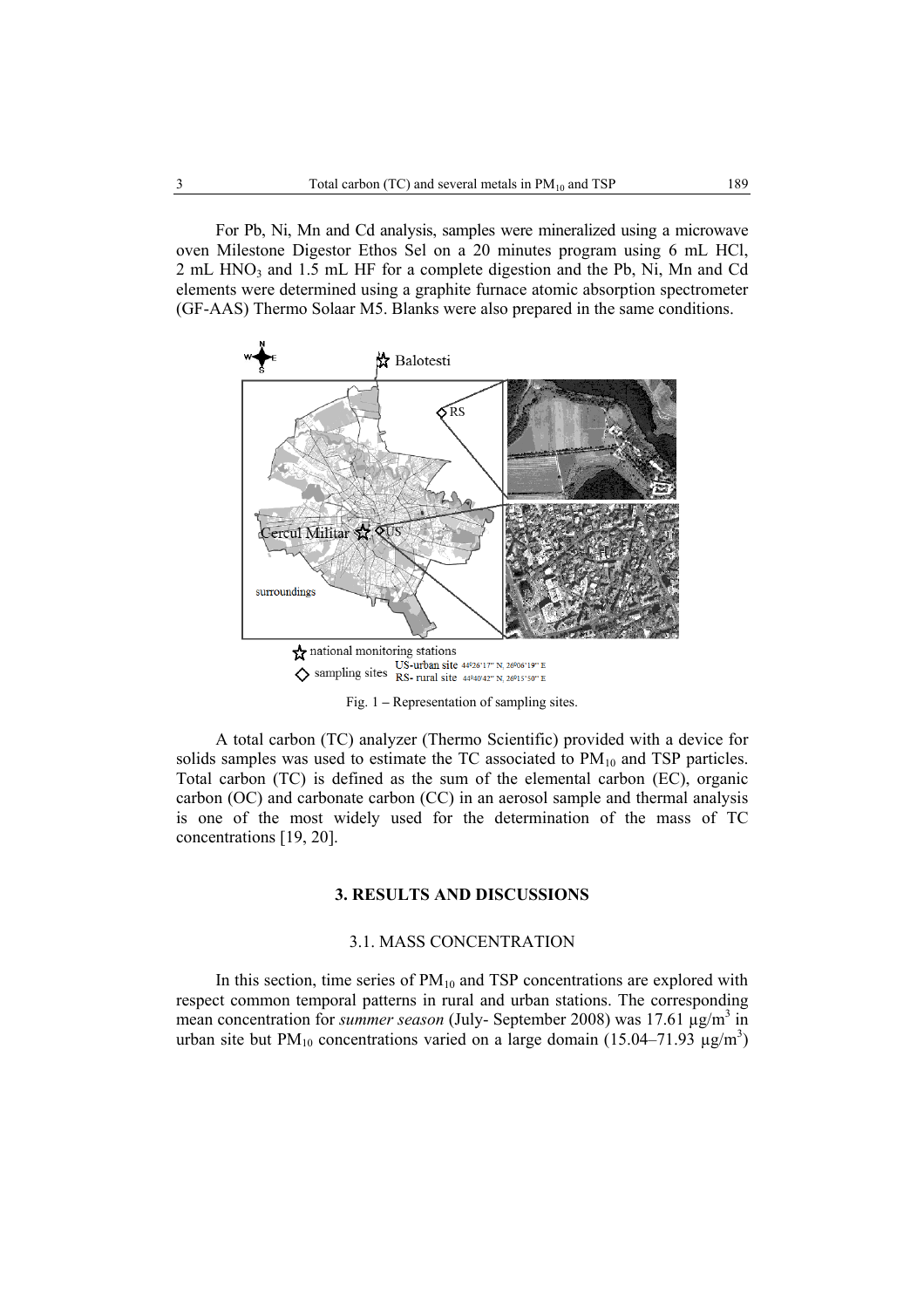For Pb, Ni, Mn and Cd analysis, samples were mineralized using a microwave oven Milestone Digestor Ethos Sel on a 20 minutes program using 6 mL HCl, 2 mL $HNO_3$ and 1.5 mL HF for a complete digestion and the Pb, Ni, Mn and Cd elements were determined using a graphite furnace atomic absorption spectrometer (GF-AAS) Thermo Solaar M5. Blanks were also prepared in the same conditions.

Fig. 1 – Representation of sampling sites.

A total carbon (TC) analyzer (Thermo Scientific) provided with a device for solids samples was used to estimate the TC associated to $PM_{10}$ and TSP particles. Total carbon (TC) is defined as the sum of the elemental carbon (EC), organic carbon (OC) and carbonate carbon (CC) in an aerosol sample and thermal analysis is one of the most widely used for the determination of the mass of TC concentrations [19, 20].

## 3. RESULTS AND DISCUSSIONS

### 3.1. MASS CONCENTRATION

In this section, time series of $PM_{10}$ and TSP concentrations are explored with respect common temporal patterns in rural and urban stations. The corresponding mean concentration for *summer season* (July- September 2008) was 17.61 µg/m$^3$ in urban site but $PM_{10}$ concentrations varied on a large domain (15.04–71.93 µg/m$^3$)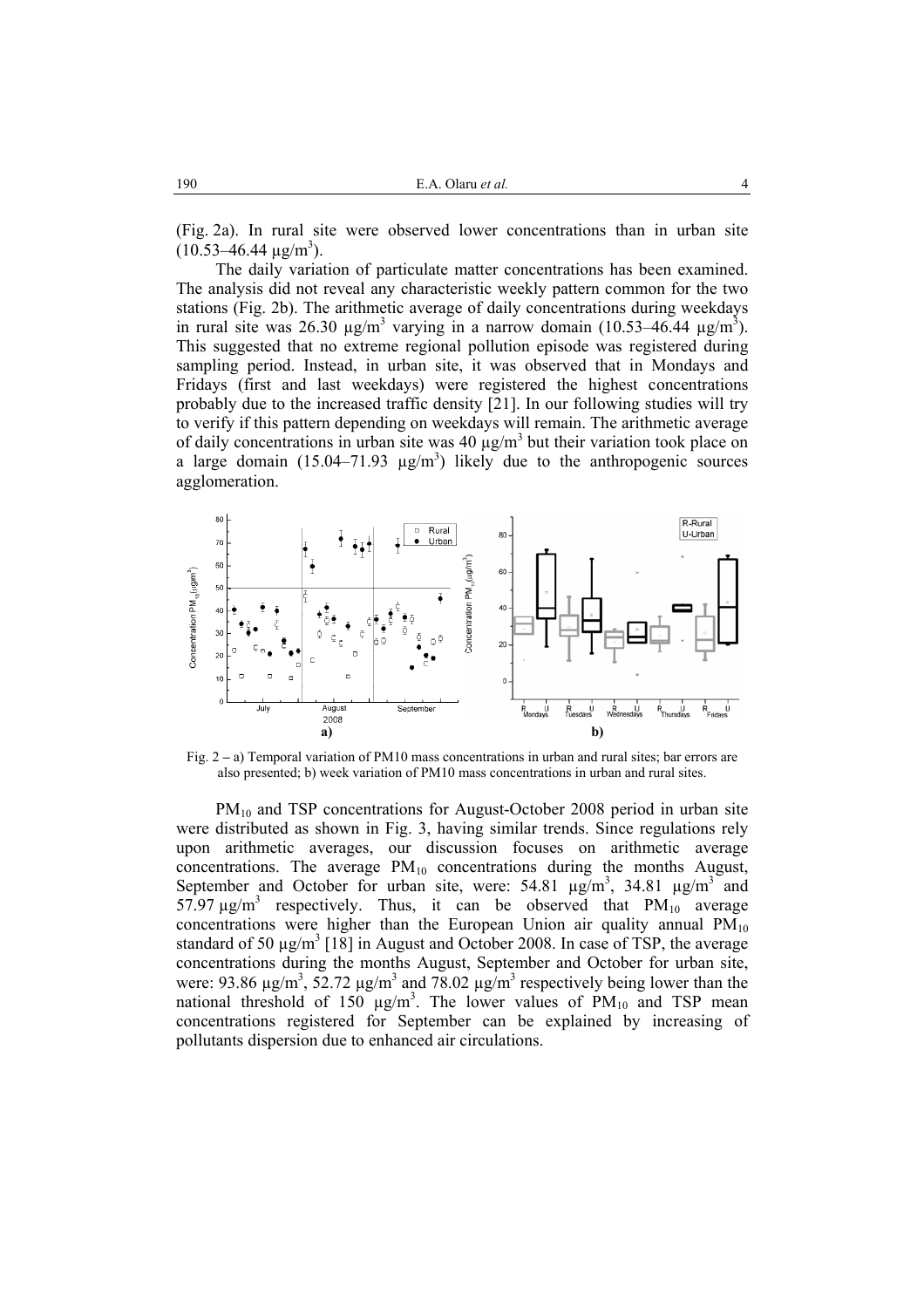(Fig. 2a). In rural site were observed lower concentrations than in urban site (10.53–46.44 μg/m$^3$).

The daily variation of particulate matter concentrations has been examined. The analysis did not reveal any characteristic weekly pattern common for the two stations (Fig. 2b). The arithmetic average of daily concentrations during weekdays in rural site was 26.30 μg/m$^3$ varying in a narrow domain (10.53–46.44 μg/m$^3$). This suggested that no extreme regional pollution episode was registered during sampling period. Instead, in urban site, it was observed that in Mondays and Fridays (first and last weekdays) were registered the highest concentrations probably due to the increased traffic density [21]. In our following studies will try to verify if this pattern depending on weekdays will remain. The arithmetic average of daily concentrations in urban site was 40 μg/m$^3$ but their variation took place on a large domain (15.04–71.93 μg/m$^3$) likely due to the anthropogenic sources agglomeration.

Fig. 2 – a) Temporal variation of PM10 mass concentrations in urban and rural sites; bar errors are also presented; b) week variation of PM10 mass concentrations in urban and rural sites.

$PM_{10}$ and TSP concentrations for August-October 2008 period in urban site were distributed as shown in Fig. 3, having similar trends. Since regulations rely upon arithmetic averages, our discussion focuses on arithmetic average concentrations. The average $PM_{10}$ concentrations during the months August, September and October for urban site, were: 54.81 μg/m$^3$, 34.81 μg/m$^3$ and 57.97 μg/m$^3$ respectively. Thus, it can be observed that $PM_{10}$ average concentrations were higher than the European Union air quality annual $PM_{10}$ standard of 50 μg/m$^3$ [18] in August and October 2008. In case of TSP, the average concentrations during the months August, September and October for urban site, were: 93.86 μg/m$^3$, 52.72 μg/m$^3$ and 78.02 μg/m$^3$ respectively being lower than the national threshold of 150 μg/m$^3$. The lower values of $PM_{10}$ and TSP mean concentrations registered for September can be explained by increasing of pollutants dispersion due to enhanced air circulations.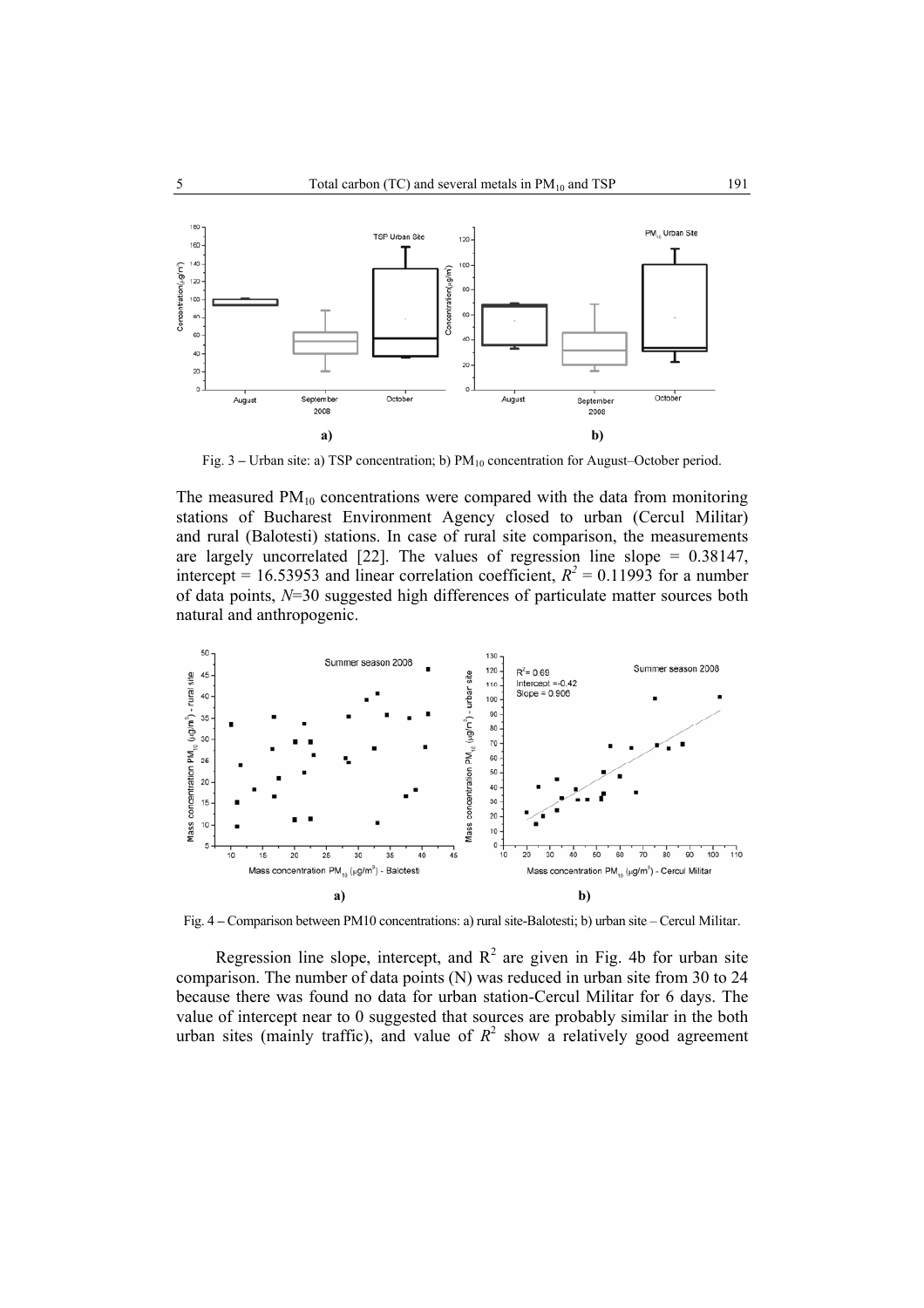Fig. 3 – Urban site: a) TSP concentration; b) $PM_{10}$ concentration for August–October period.

The measured $PM_{10}$ concentrations were compared with the data from monitoring stations of Bucharest Environment Agency closed to urban (Cercul Militar) and rural (Balotesti) stations. In case of rural site comparison, the measurements are largely uncorrelated [22]. The values of regression line slope = 0.38147, intercept = 16.53953 and linear correlation coefficient, $R^2 = 0.11993$ for a number of data points, $N$=30 suggested high differences of particulate matter sources both natural and anthropogenic.

Fig. 4 – Comparison between PM10 concentrations: a) rural site-Balotesti; b) urban site – Cercul Militar.

Regression line slope, intercept, and $R^2$ are given in Fig. 4b for urban site comparison. The number of data points (N) was reduced in urban site from 30 to 24 because there was found no data for urban station-Cercul Militar for 6 days. The value of intercept near to 0 suggested that sources are probably similar in the both urban sites (mainly traffic), and value of $R^2$ show a relatively good agreement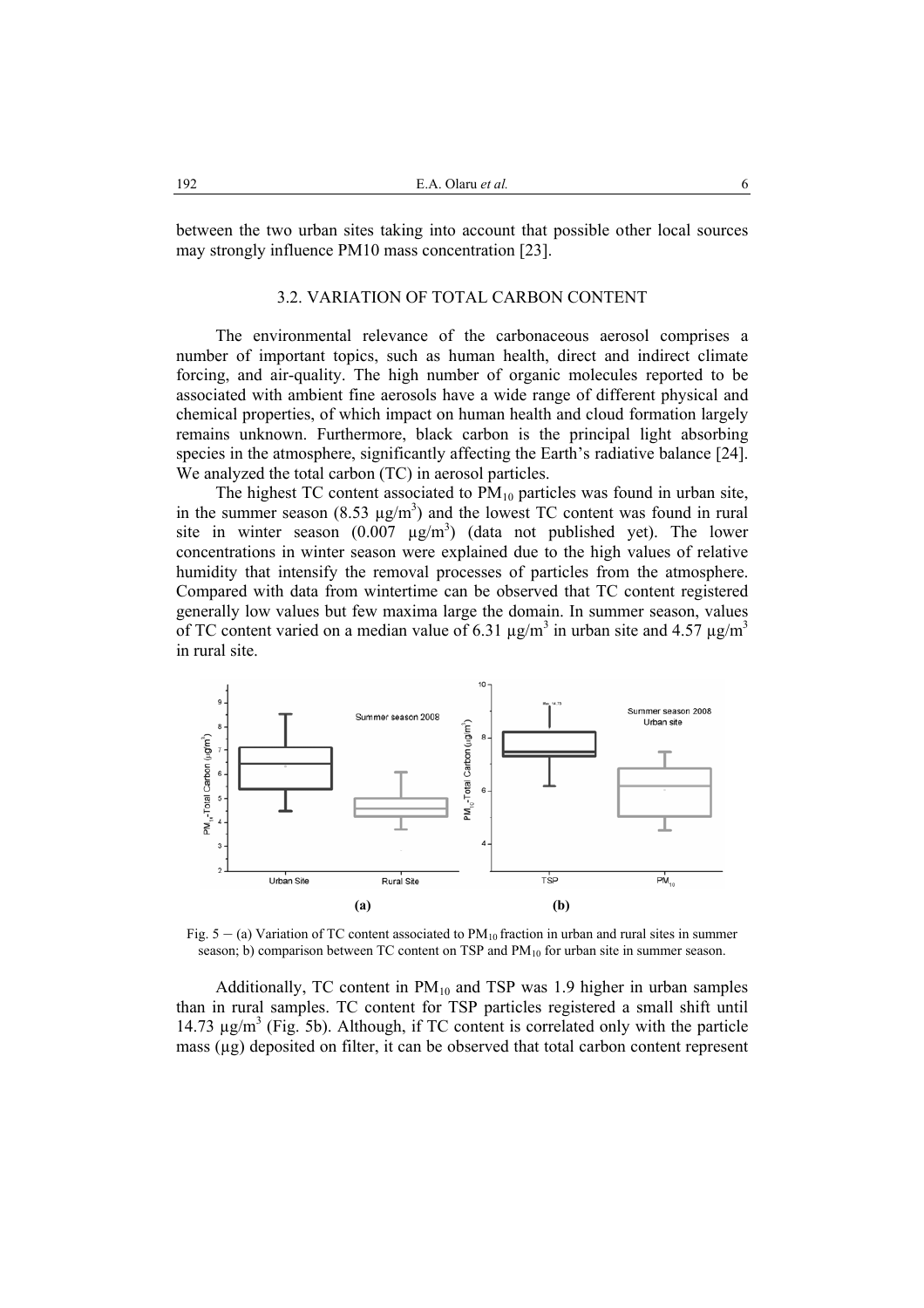between the two urban sites taking into account that possible other local sources may strongly influence PM10 mass concentration [23].

### 3.2. VARIATION OF TOTAL CARBON CONTENT

The environmental relevance of the carbonaceous aerosol comprises a number of important topics, such as human health, direct and indirect climate forcing, and air-quality. The high number of organic molecules reported to be associated with ambient fine aerosols have a wide range of different physical and chemical properties, of which impact on human health and cloud formation largely remains unknown. Furthermore, black carbon is the principal light absorbing species in the atmosphere, significantly affecting the Earth's radiative balance [24]. We analyzed the total carbon (TC) in aerosol particles.

The highest TC content associated to $PM_{10}$ particles was found in urban site, in the summer season (8.53 $\mu g/m^3$) and the lowest TC content was found in rural site in winter season (0.007 $\mu g/m^3$) (data not published yet). The lower concentrations in winter season were explained due to the high values of relative humidity that intensify the removal processes of particles from the atmosphere. Compared with data from wintertime can be observed that TC content registered generally low values but few maxima large the domain. In summer season, values of TC content varied on a median value of 6.31 $\mu g/m^3$ in urban site and 4.57 $\mu g/m^3$ in rural site.

Fig. 5 – (a) Variation of TC content associated to $PM_{10}$ fraction in urban and rural sites in summer season; b) comparison between TC content on TSP and $PM_{10}$ for urban site in summer season.

Additionally, TC content in $PM_{10}$ and TSP was 1.9 higher in urban samples than in rural samples. TC content for TSP particles registered a small shift until 14.73 $\mu g/m^3$ (Fig. 5b). Although, if TC content is correlated only with the particle mass (µg) deposited on filter, it can be observed that total carbon content represent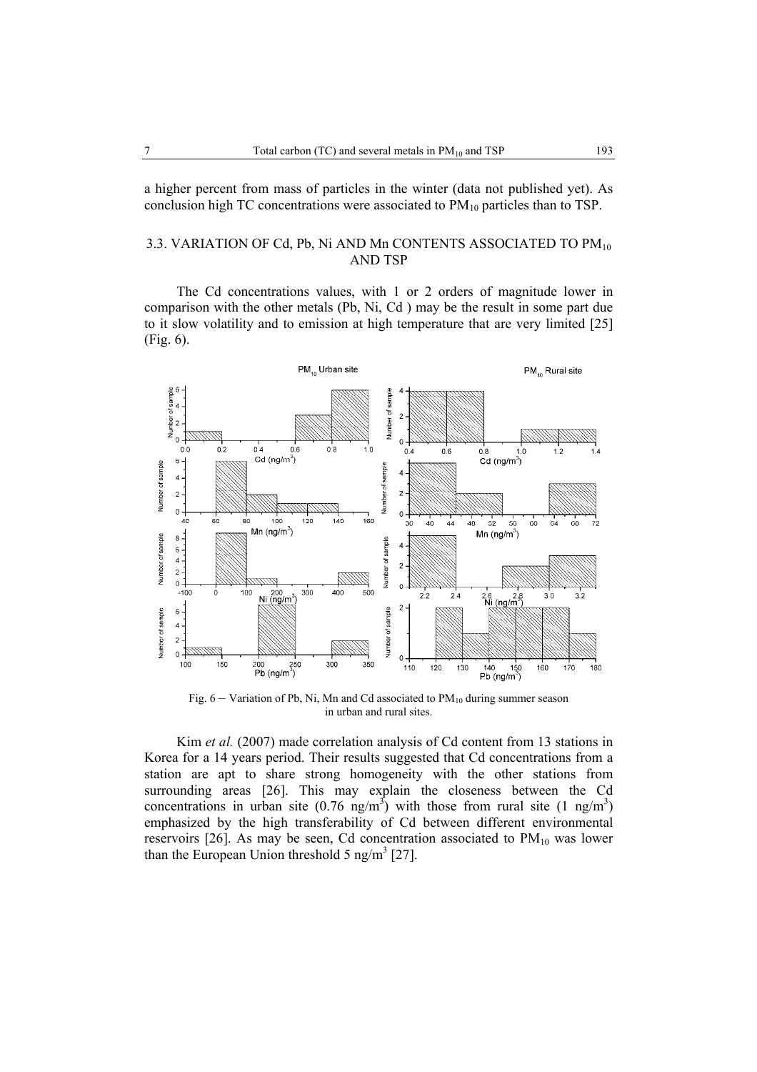a higher percent from mass of particles in the winter (data not published yet). As conclusion high TC concentrations were associated to $PM_{10}$ particles than to TSP.

### 3.3. VARIATION OF Cd, Pb, Ni AND Mn CONTENTS ASSOCIATED TO $PM_{10}$ AND TSP

The Cd concentrations values, with 1 or 2 orders of magnitude lower in comparison with the other metals (Pb, Ni, Cd ) may be the result in some part due to it slow volatility and to emission at high temperature that are very limited [25] (Fig. 6).

Fig. 6 – Variation of Pb, Ni, Mn and Cd associated to $PM_{10}$ during summer season in urban and rural sites.

Kim *et al.* (2007) made correlation analysis of Cd content from 13 stations in Korea for a 14 years period. Their results suggested that Cd concentrations from a station are apt to share strong homogeneity with the other stations from surrounding areas [26]. This may explain the closeness between the Cd concentrations in urban site (0.76 ng/$m^3$) with those from rural site (1 ng/$m^3$) emphasized by the high transferability of Cd between different environmental reservoirs [26]. As may be seen, Cd concentration associated to $PM_{10}$ was lower than the European Union threshold 5 ng/$m^3$ [27].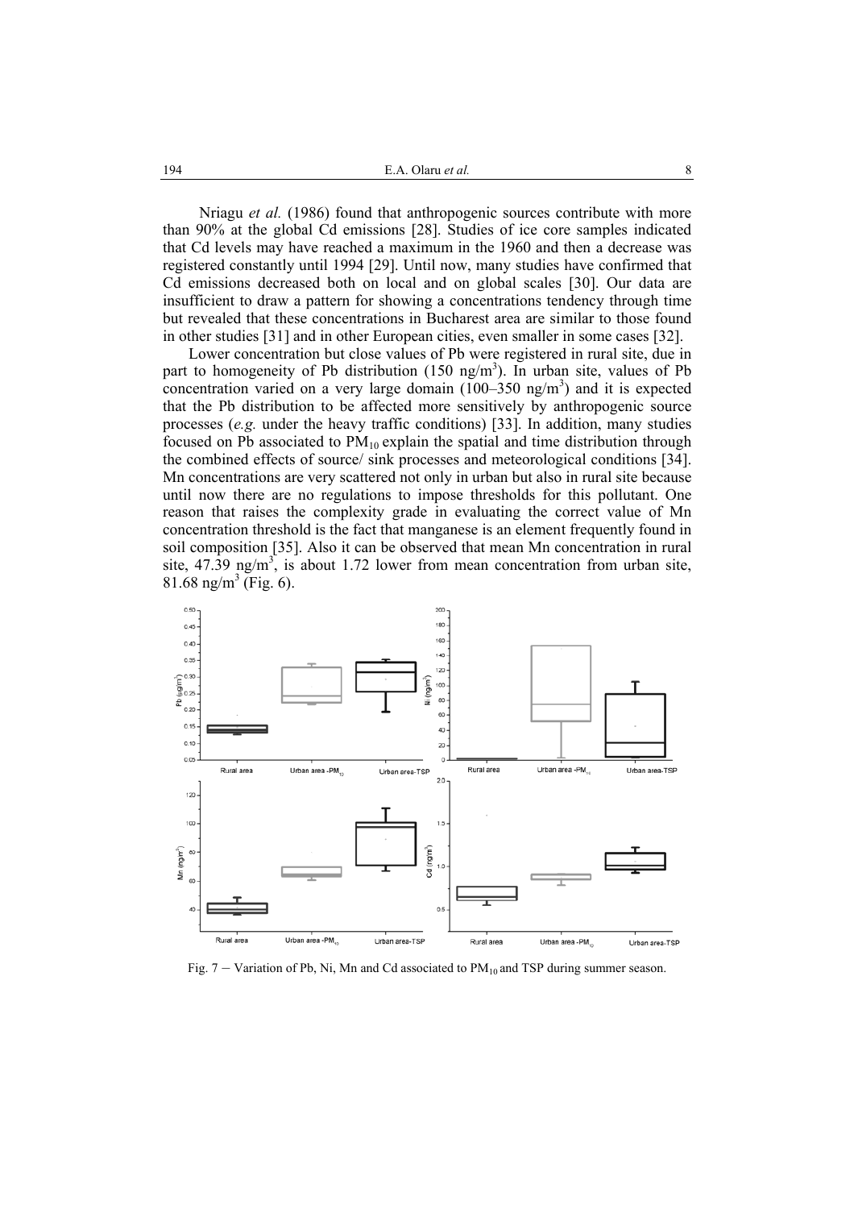Nriagu *et al.* (1986) found that anthropogenic sources contribute with more than 90% at the global Cd emissions [28]. Studies of ice core samples indicated that Cd levels may have reached a maximum in the 1960 and then a decrease was registered constantly until 1994 [29]. Until now, many studies have confirmed that Cd emissions decreased both on local and on global scales [30]. Our data are insufficient to draw a pattern for showing a concentrations tendency through time but revealed that these concentrations in Bucharest area are similar to those found in other studies [31] and in other European cities, even smaller in some cases [32].

Lower concentration but close values of Pb were registered in rural site, due in part to homogeneity of Pb distribution (150 ng/m$^3$). In urban site, values of Pb concentration varied on a very large domain (100–350 ng/m$^3$) and it is expected that the Pb distribution to be affected more sensitively by anthropogenic source processes (*e.g.* under the heavy traffic conditions) [33]. In addition, many studies focused on Pb associated to $PM_{10}$ explain the spatial and time distribution through the combined effects of source/ sink processes and meteorological conditions [34]. Mn concentrations are very scattered not only in urban but also in rural site because until now there are no regulations to impose thresholds for this pollutant. One reason that raises the complexity grade in evaluating the correct value of Mn concentration threshold is the fact that manganese is an element frequently found in soil composition [35]. Also it can be observed that mean Mn concentration in rural site, 47.39 ng/m$^3$, is about 1.72 lower from mean concentration from urban site, 81.68 ng/m$^3$ (Fig. 6).

Fig. 7 – Variation of Pb, Ni, Mn and Cd associated to $PM_{10}$ and TSP during summer season.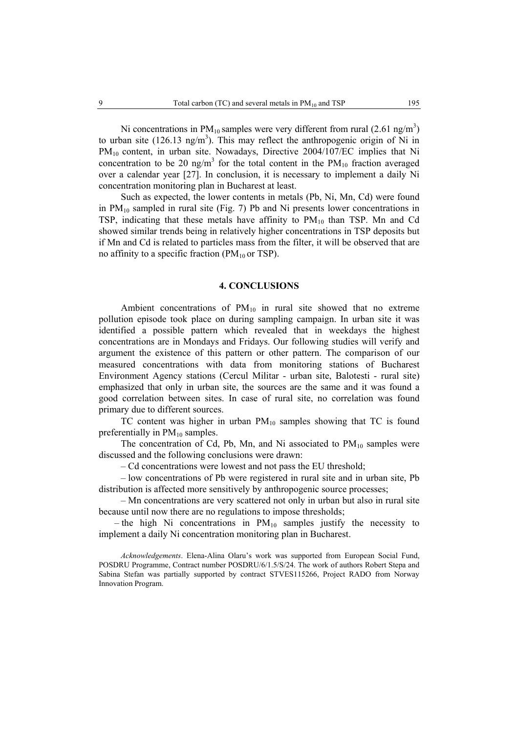Ni concentrations in $PM_{10}$ samples were very different from rural (2.61 ng/m$^3$) to urban site (126.13 ng/m$^3$). This may reflect the anthropogenic origin of Ni in $PM_{10}$ content, in urban site. Nowadays, Directive 2004/107/EC implies that Ni concentration to be 20 ng/m$^3$ for the total content in the $PM_{10}$ fraction averaged over a calendar year [27]. In conclusion, it is necessary to implement a daily Ni concentration monitoring plan in Bucharest at least.

Such as expected, the lower contents in metals (Pb, Ni, Mn, Cd) were found in $PM_{10}$ sampled in rural site (Fig. 7) Pb and Ni presents lower concentrations in TSP, indicating that these metals have affinity to $PM_{10}$ than TSP. Mn and Cd showed similar trends being in relatively higher concentrations in TSP deposits but if Mn and Cd is related to particles mass from the filter, it will be observed that are no affinity to a specific fraction ($PM_{10}$ or TSP).

## 4. CONCLUSIONS

Ambient concentrations of $PM_{10}$ in rural site showed that no extreme pollution episode took place on during sampling campaign. In urban site it was identified a possible pattern which revealed that in weekdays the highest concentrations are in Mondays and Fridays. Our following studies will verify and argument the existence of this pattern or other pattern. The comparison of our measured concentrations with data from monitoring stations of Bucharest Environment Agency stations (Cercul Militar - urban site, Balotesti - rural site) emphasized that only in urban site, the sources are the same and it was found a good correlation between sites. In case of rural site, no correlation was found primary due to different sources.

TC content was higher in urban $PM_{10}$ samples showing that TC is found preferentially in $PM_{10}$ samples.

The concentration of Cd, Pb, Mn, and Ni associated to $PM_{10}$ samples were discussed and the following conclusions were drawn:

– Cd concentrations were lowest and not pass the EU threshold;

– low concentrations of Pb were registered in rural site and in urban site, Pb distribution is affected more sensitively by anthropogenic source processes;

– Mn concentrations are very scattered not only in urban but also in rural site because until now there are no regulations to impose thresholds;

– the high Ni concentrations in $PM_{10}$ samples justify the necessity to implement a daily Ni concentration monitoring plan in Bucharest.

*Acknowledgements*. Elena-Alina Olaru's work was supported from European Social Fund, POSDRU Programme, Contract number POSDRU/6/1.5/S/24. The work of authors Robert Stepa and Sabina Stefan was partially supported by contract STVES115266, Project RADO from Norway Innovation Program.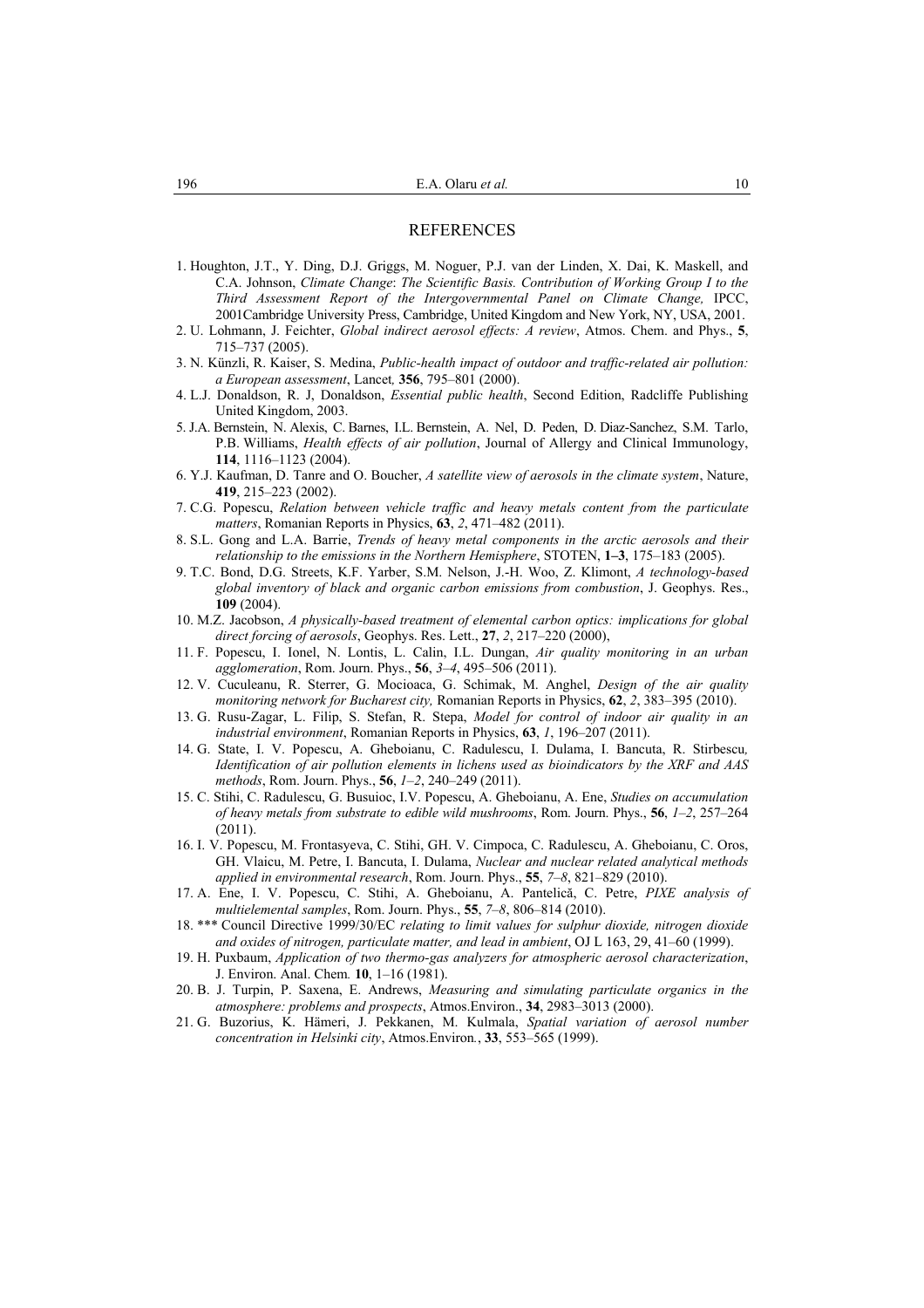## REFERENCES

1. Houghton, J.T., Y. Ding, D.J. Griggs, M. Noguer, P.J. van der Linden, X. Dai, K. Maskell, and C.A. Johnson, *Climate Change*: *The Scientific Basis. Contribution of Working Group I to the Third Assessment Report of the Intergovernmental Panel on Climate Change,* IPCC, 2001Cambridge University Press, Cambridge, United Kingdom and New York, NY, USA, 2001.
2. U. Lohmann, J. Feichter, *Global indirect aerosol effects: A review*, Atmos. Chem. and Phys., **5**, 715–737 (2005).
3. N. Künzli, R. Kaiser, S. Medina, *Public-health impact of outdoor and traffic-related air pollution: a European assessment*, Lancet*,* **356**, 795–801 (2000).
4. L.J. Donaldson, R. J, Donaldson, *Essential public health*, Second Edition, Radcliffe Publishing United Kingdom, 2003.
5. J.A. Bernstein, N. Alexis, C. Barnes, I.L. Bernstein, A. Nel, D. Peden, D. Diaz-Sanchez, S.M. Tarlo, P.B. Williams, *Health effects of air pollution*, Journal of Allergy and Clinical Immunology, **114**, 1116–1123 (2004).
6. Y.J. Kaufman, D. Tanre and O. Boucher, *A satellite view of aerosols in the climate system*, Nature, **419**, 215–223 (2002).
7. C.G. Popescu, *Relation between vehicle traffic and heavy metals content from the particulate matters*, Romanian Reports in Physics, **63**, *2*, 471–482 (2011).
8. S.L. Gong and L.A. Barrie, *Trends of heavy metal components in the arctic aerosols and their relationship to the emissions in the Northern Hemisphere*, STOTEN, **1–3**, 175–183 (2005).
9. T.C. Bond, D.G. Streets, K.F. Yarber, S.M. Nelson, J.-H. Woo, Z. Klimont, *A technology-based global inventory of black and organic carbon emissions from combustion*, J. Geophys. Res., **109** (2004).
10. M.Z. Jacobson, *A physically-based treatment of elemental carbon optics: implications for global direct forcing of aerosols*, Geophys. Res. Lett., **27**, *2*, 217–220 (2000),
11. F. Popescu, I. Ionel, N. Lontis, L. Calin, I.L. Dungan, *Air quality monitoring in an urban agglomeration*, Rom. Journ. Phys., **56**, *3–4*, 495–506 (2011).
12. V. Cuculeanu, R. Sterrer, G. Mocioaca, G. Schimak, M. Anghel, *Design of the air quality monitoring network for Bucharest city,* Romanian Reports in Physics, **62**, *2*, 383–395 (2010).
13. G. Rusu-Zagar, L. Filip, S. Stefan, R. Stepa, *Model for control of indoor air quality in an industrial environment*, Romanian Reports in Physics, **63**, *1*, 196–207 (2011).
14. G. State, I. V. Popescu, A. Gheboianu, C. Radulescu, I. Dulama, I. Bancuta, R. Stirbescu*, Identification of air pollution elements in lichens used as bioindicators by the XRF and AAS methods*, Rom. Journ. Phys., **56**, *1–2*, 240–249 (2011).
15. C. Stihi, C. Radulescu, G. Busuioc, I.V. Popescu, A. Gheboianu, A. Ene, *Studies on accumulation of heavy metals from substrate to edible wild mushrooms*, Rom. Journ. Phys., **56**, *1–2*, 257–264 (2011).
16. I. V. Popescu, M. Frontasyeva, C. Stihi, GH. V. Cimpoca, C. Radulescu, A. Gheboianu, C. Oros, GH. Vlaicu, M. Petre, I. Bancuta, I. Dulama, *Nuclear and nuclear related analytical methods applied in environmental research*, Rom. Journ. Phys., **55**, *7–8*, 821–829 (2010).
17. A. Ene, I. V. Popescu, C. Stihi, A. Gheboianu, A. Pantelică, C. Petre, *PIXE analysis of multielemental samples*, Rom. Journ. Phys., **55**, *7–8*, 806–814 (2010).
18. *** Council Directive 1999/30/EC *relating to limit values for sulphur dioxide, nitrogen dioxide and oxides of nitrogen, particulate matter, and lead in ambient*, OJ L 163, 29, 41–60 (1999).
19. H. Puxbaum, *Application of two thermo-gas analyzers for atmospheric aerosol characterization*, J. Environ. Anal. Chem*.* **10**, 1–16 (1981).
20. B. J. Turpin, P. Saxena, E. Andrews, *Measuring and simulating particulate organics in the atmosphere: problems and prospects*, Atmos.Environ., **34**, 2983–3013 (2000).
21. G. Buzorius, K. Hämeri, J. Pekkanen, M. Kulmala, *Spatial variation of aerosol number concentration in Helsinki city*, Atmos.Environ*.*, **33**, 553–565 (1999).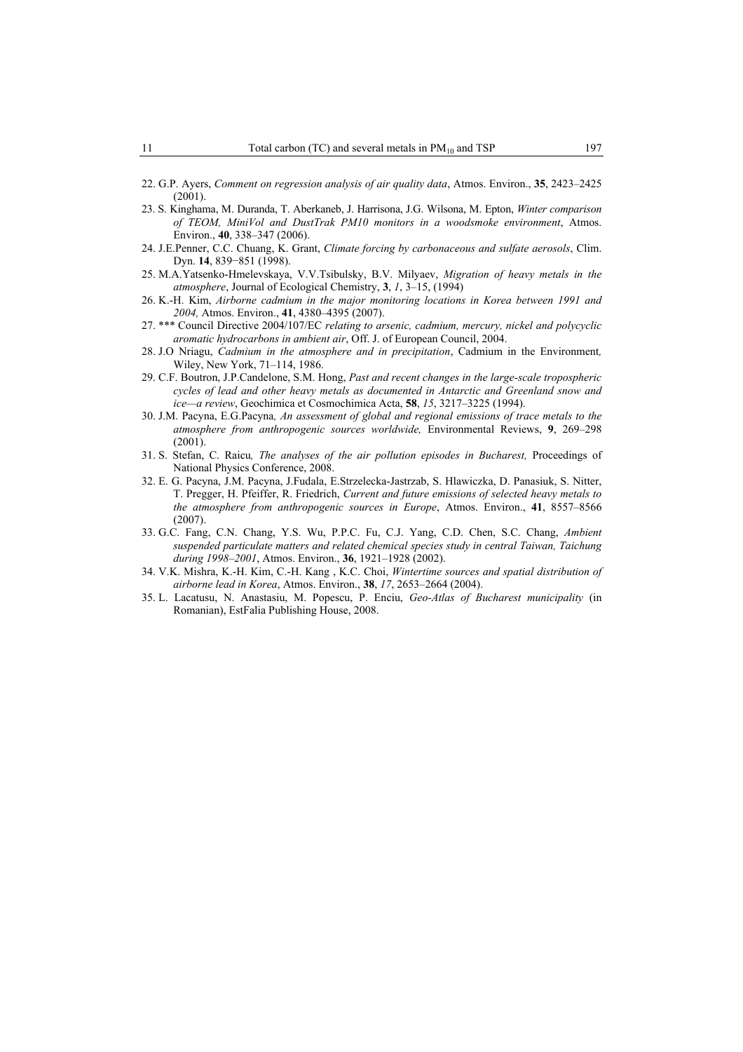22. G.P. Ayers, *Comment on regression analysis of air quality data*, Atmos. Environ., **35**, 2423–2425 (2001).
23. S. Kinghama, M. Duranda, T. Aberkaneb, J. Harrisona, J.G. Wilsona, M. Epton, *Winter comparison of TEOM, MiniVol and DustTrak PM10 monitors in a woodsmoke environment*, Atmos. Environ., **40**, 338–347 (2006).
24. J.E.Penner, C.C. Chuang, K. Grant, *Climate forcing by carbonaceous and sulfate aerosols*, Clim. Dyn. **14**, 839−851 (1998).
25. M.A.Yatsenko-Hmelevskaya, V.V.Tsibulsky, B.V. Milyaev, *Migration of heavy metals in the atmosphere*, Journal of Ecological Chemistry, **3**, *1*, 3–15, (1994)
26. K.-H. Kim, *Airborne cadmium in the major monitoring locations in Korea between 1991 and 2004,* Atmos. Environ., **41**, 4380–4395 (2007).
27. *** Council Directive 2004/107/EC *relating to arsenic, cadmium, mercury, nickel and polycyclic aromatic hydrocarbons in ambient air*, Off. J. of European Council, 2004.
28. J.O Nriagu, *Cadmium in the atmosphere and in precipitation*, Cadmium in the Environment*,* Wiley, New York, 71–114, 1986.
29. C.F. Boutron, J.P.Candelone, S.M. Hong, *Past and recent changes in the large-scale tropospheric cycles of lead and other heavy metals as documented in Antarctic and Greenland snow and ice—a review*, Geochimica et Cosmochimica Acta, **58**, *15*, 3217–3225 (1994).
30. J.M. Pacyna, E.G.Pacyna*, An assessment of global and regional emissions of trace metals to the atmosphere from anthropogenic sources worldwide,* Environmental Reviews, **9**, 269–298 (2001).
31. S. Stefan, C. Raicu*, The analyses of the air pollution episodes in Bucharest,* Proceedings of National Physics Conference, 2008.
32. E. G. Pacyna, J.M. Pacyna, J.Fudala, E.Strzelecka-Jastrzab, S. Hlawiczka, D. Panasiuk, S. Nitter, T. Pregger, H. Pfeiffer, R. Friedrich, *Current and future emissions of selected heavy metals to the atmosphere from anthropogenic sources in Europe*, Atmos. Environ., **41**, 8557–8566 (2007).
33. G.C. Fang, C.N. Chang, Y.S. Wu, P.P.C. Fu, C.J. Yang, C.D. Chen, S.C. Chang, *Ambient suspended particulate matters and related chemical species study in central Taiwan, Taichung during 1998–2001*, Atmos. Environ., **36**, 1921–1928 (2002).
34. V.K. Mishra, K.-H. Kim, C.-H. Kang , K.C. Choi, *Wintertime sources and spatial distribution of airborne lead in Korea*, Atmos. Environ., **38**, *17*, 2653–2664 (2004).
35. L. Lacatusu, N. Anastasiu, M. Popescu, P. Enciu, *Geo-Atlas of Bucharest municipality* (in Romanian), EstFalia Publishing House, 2008.